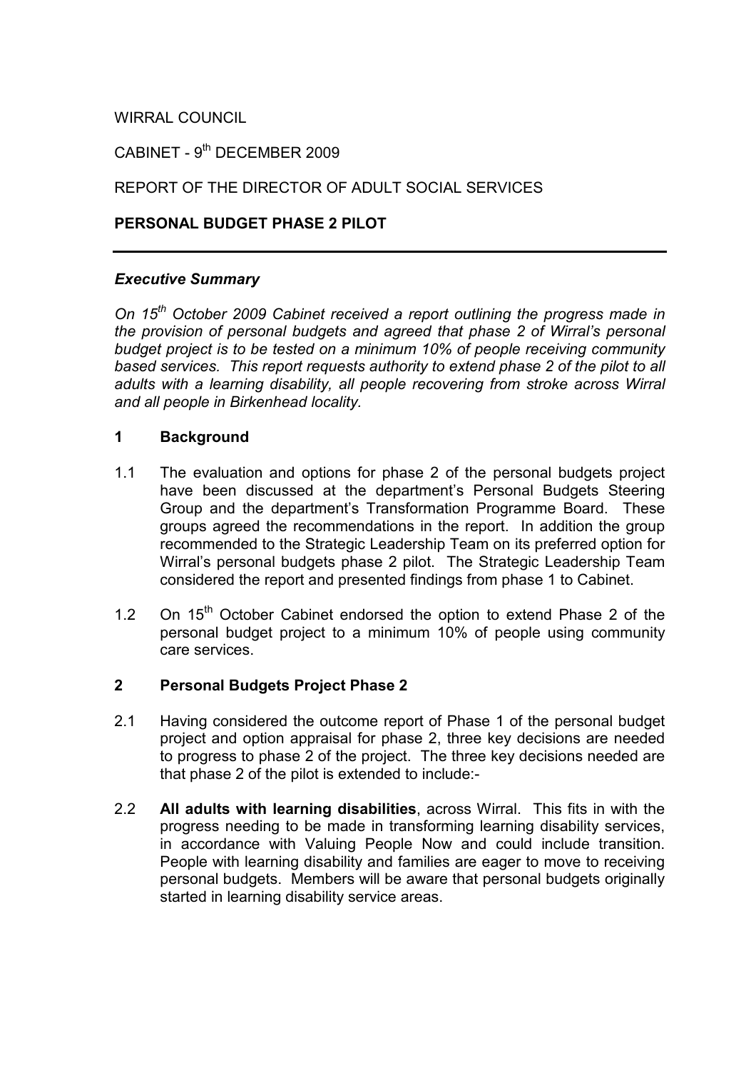WIRRAL COUNCIL

CABINET - 9th DECEMBER 2009

REPORT OF THE DIRECTOR OF ADULT SOCIAL SERVICES

**PERSONAL BUDGET PHASE 2 PILOT**

---

***Executive Summary***

*On 15th October 2009 Cabinet received a report outlining the progress made in the provision of personal budgets and agreed that phase 2 of Wirral's personal budget project is to be tested on a minimum 10% of people receiving community based services. This report requests authority to extend phase 2 of the pilot to all adults with a learning disability, all people recovering from stroke across Wirral and all people in Birkenhead locality.*

## 1 Background

1.1 The evaluation and options for phase 2 of the personal budgets project have been discussed at the department's Personal Budgets Steering Group and the department's Transformation Programme Board. These groups agreed the recommendations in the report. In addition the group recommended to the Strategic Leadership Team on its preferred option for Wirral's personal budgets phase 2 pilot. The Strategic Leadership Team considered the report and presented findings from phase 1 to Cabinet.

1.2 On 15th October Cabinet endorsed the option to extend Phase 2 of the personal budget project to a minimum 10% of people using community care services.

## 2 Personal Budgets Project Phase 2

2.1 Having considered the outcome report of Phase 1 of the personal budget project and option appraisal for phase 2, three key decisions are needed to progress to phase 2 of the project. The three key decisions needed are that phase 2 of the pilot is extended to include:-

2.2 **All adults with learning disabilities**, across Wirral. This fits in with the progress needing to be made in transforming learning disability services, in accordance with Valuing People Now and could include transition. People with learning disability and families are eager to move to receiving personal budgets. Members will be aware that personal budgets originally started in learning disability service areas.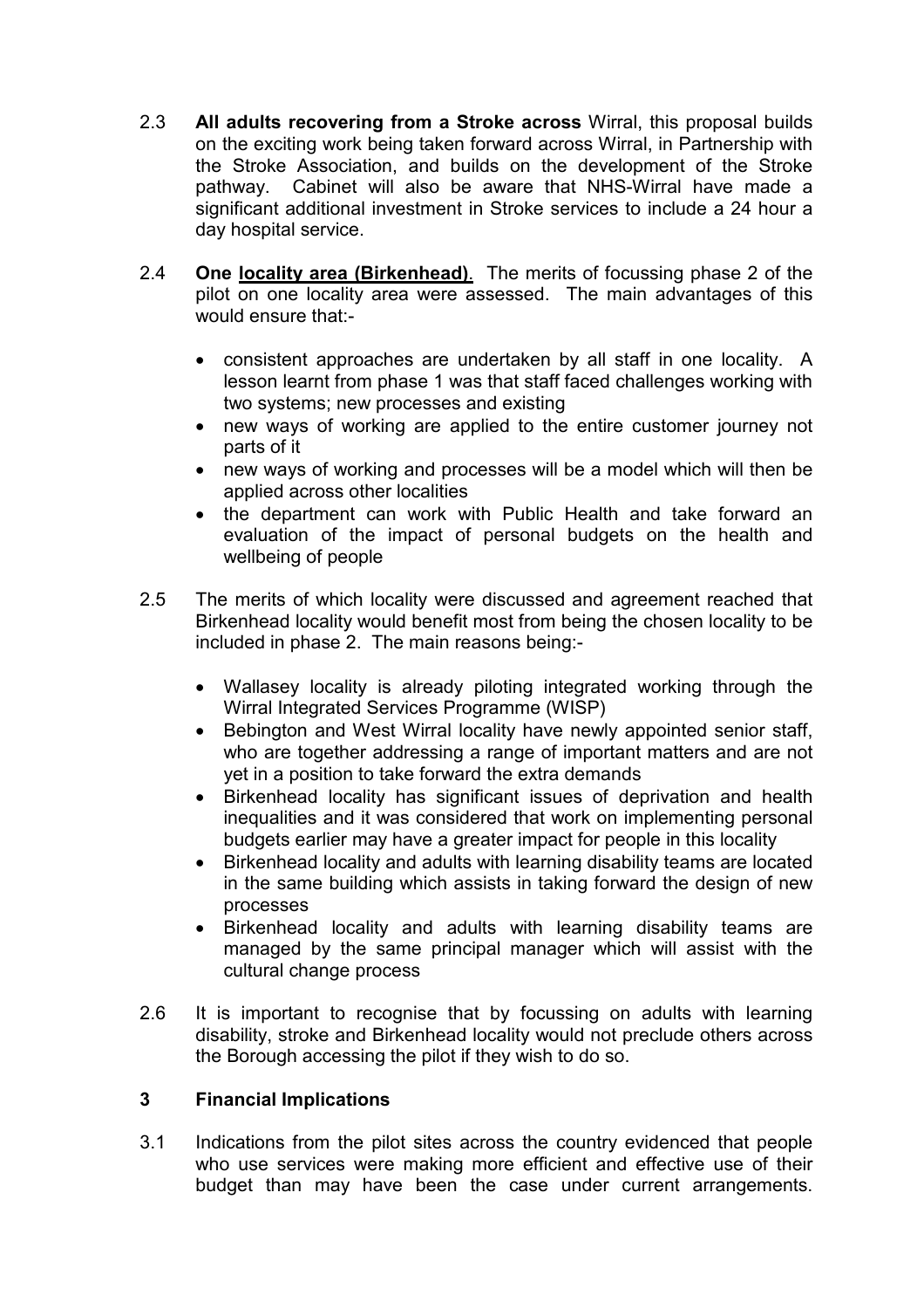2.3 **All adults recovering from a Stroke across** Wirral, this proposal builds on the exciting work being taken forward across Wirral, in Partnership with the Stroke Association, and builds on the development of the Stroke pathway. Cabinet will also be aware that NHS-Wirral have made a significant additional investment in Stroke services to include a 24 hour a day hospital service.

2.4 **One <u>locality area (Birkenhead)</u>**. The merits of focussing phase 2 of the pilot on one locality area were assessed. The main advantages of this would ensure that:-

- consistent approaches are undertaken by all staff in one locality. A lesson learnt from phase 1 was that staff faced challenges working with two systems; new processes and existing
- new ways of working are applied to the entire customer journey not parts of it
- new ways of working and processes will be a model which will then be applied across other localities
- the department can work with Public Health and take forward an evaluation of the impact of personal budgets on the health and wellbeing of people

2.5 The merits of which locality were discussed and agreement reached that Birkenhead locality would benefit most from being the chosen locality to be included in phase 2. The main reasons being:-

- Wallasey locality is already piloting integrated working through the Wirral Integrated Services Programme (WISP)
- Bebington and West Wirral locality have newly appointed senior staff, who are together addressing a range of important matters and are not yet in a position to take forward the extra demands
- Birkenhead locality has significant issues of deprivation and health inequalities and it was considered that work on implementing personal budgets earlier may have a greater impact for people in this locality
- Birkenhead locality and adults with learning disability teams are located in the same building which assists in taking forward the design of new processes
- Birkenhead locality and adults with learning disability teams are managed by the same principal manager which will assist with the cultural change process

2.6 It is important to recognise that by focussing on adults with learning disability, stroke and Birkenhead locality would not preclude others across the Borough accessing the pilot if they wish to do so.

## 3 Financial Implications

3.1 Indications from the pilot sites across the country evidenced that people who use services were making more efficient and effective use of their budget than may have been the case under current arrangements.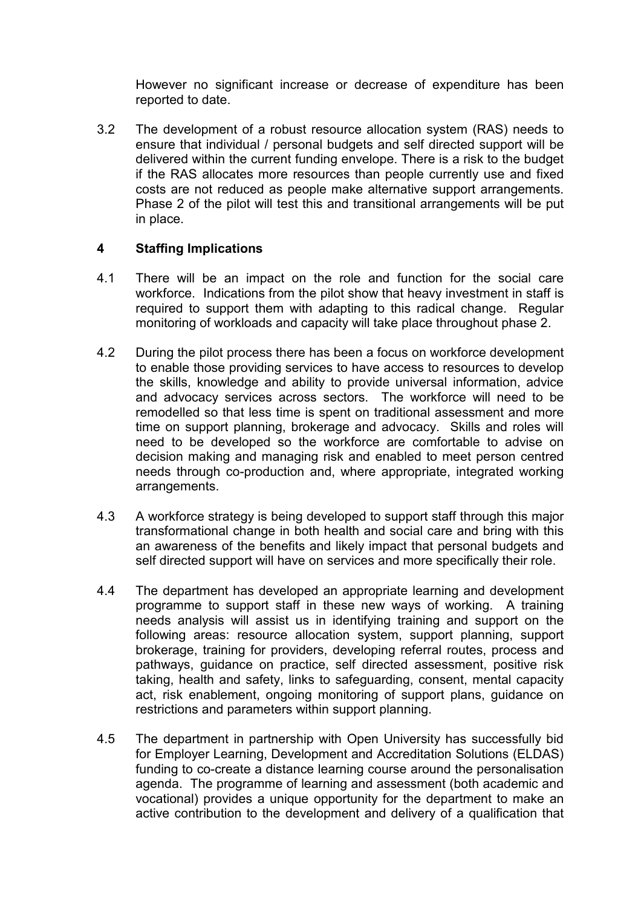However no significant increase or decrease of expenditure has been reported to date.

3.2 The development of a robust resource allocation system (RAS) needs to ensure that individual / personal budgets and self directed support will be delivered within the current funding envelope. There is a risk to the budget if the RAS allocates more resources than people currently use and fixed costs are not reduced as people make alternative support arrangements. Phase 2 of the pilot will test this and transitional arrangements will be put in place.

## 4 Staffing Implications

4.1 There will be an impact on the role and function for the social care workforce. Indications from the pilot show that heavy investment in staff is required to support them with adapting to this radical change. Regular monitoring of workloads and capacity will take place throughout phase 2.

4.2 During the pilot process there has been a focus on workforce development to enable those providing services to have access to resources to develop the skills, knowledge and ability to provide universal information, advice and advocacy services across sectors. The workforce will need to be remodelled so that less time is spent on traditional assessment and more time on support planning, brokerage and advocacy. Skills and roles will need to be developed so the workforce are comfortable to advise on decision making and managing risk and enabled to meet person centred needs through co-production and, where appropriate, integrated working arrangements.

4.3 A workforce strategy is being developed to support staff through this major transformational change in both health and social care and bring with this an awareness of the benefits and likely impact that personal budgets and self directed support will have on services and more specifically their role.

4.4 The department has developed an appropriate learning and development programme to support staff in these new ways of working. A training needs analysis will assist us in identifying training and support on the following areas: resource allocation system, support planning, support brokerage, training for providers, developing referral routes, process and pathways, guidance on practice, self directed assessment, positive risk taking, health and safety, links to safeguarding, consent, mental capacity act, risk enablement, ongoing monitoring of support plans, guidance on restrictions and parameters within support planning.

4.5 The department in partnership with Open University has successfully bid for Employer Learning, Development and Accreditation Solutions (ELDAS) funding to co-create a distance learning course around the personalisation agenda. The programme of learning and assessment (both academic and vocational) provides a unique opportunity for the department to make an active contribution to the development and delivery of a qualification that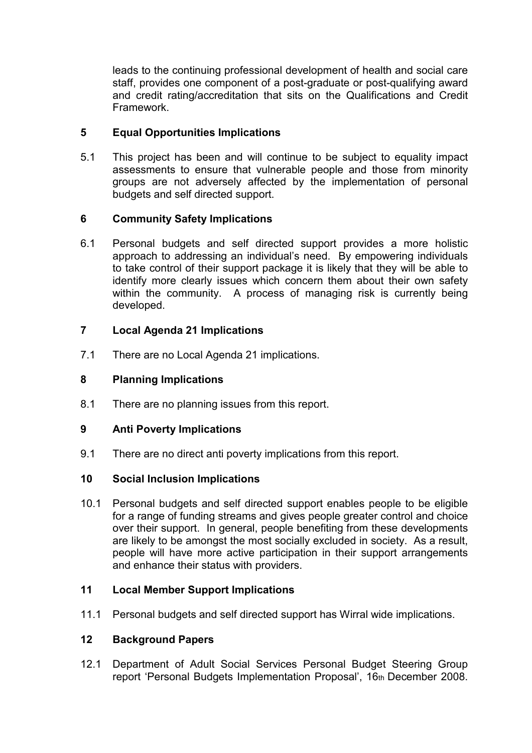leads to the continuing professional development of health and social care staff, provides one component of a post-graduate or post-qualifying award and credit rating/accreditation that sits on the Qualifications and Credit Framework.

## 5 Equal Opportunities Implications

5.1 This project has been and will continue to be subject to equality impact assessments to ensure that vulnerable people and those from minority groups are not adversely affected by the implementation of personal budgets and self directed support.

## 6 Community Safety Implications

6.1 Personal budgets and self directed support provides a more holistic approach to addressing an individual's need. By empowering individuals to take control of their support package it is likely that they will be able to identify more clearly issues which concern them about their own safety within the community. A process of managing risk is currently being developed.

## 7 Local Agenda 21 Implications

7.1 There are no Local Agenda 21 implications.

## 8 Planning Implications

8.1 There are no planning issues from this report.

## 9 Anti Poverty Implications

9.1 There are no direct anti poverty implications from this report.

## 10 Social Inclusion Implications

10.1 Personal budgets and self directed support enables people to be eligible for a range of funding streams and gives people greater control and choice over their support. In general, people benefiting from these developments are likely to be amongst the most socially excluded in society. As a result, people will have more active participation in their support arrangements and enhance their status with providers.

## 11 Local Member Support Implications

11.1 Personal budgets and self directed support has Wirral wide implications.

## 12 Background Papers

12.1 Department of Adult Social Services Personal Budget Steering Group report 'Personal Budgets Implementation Proposal', 16th December 2008.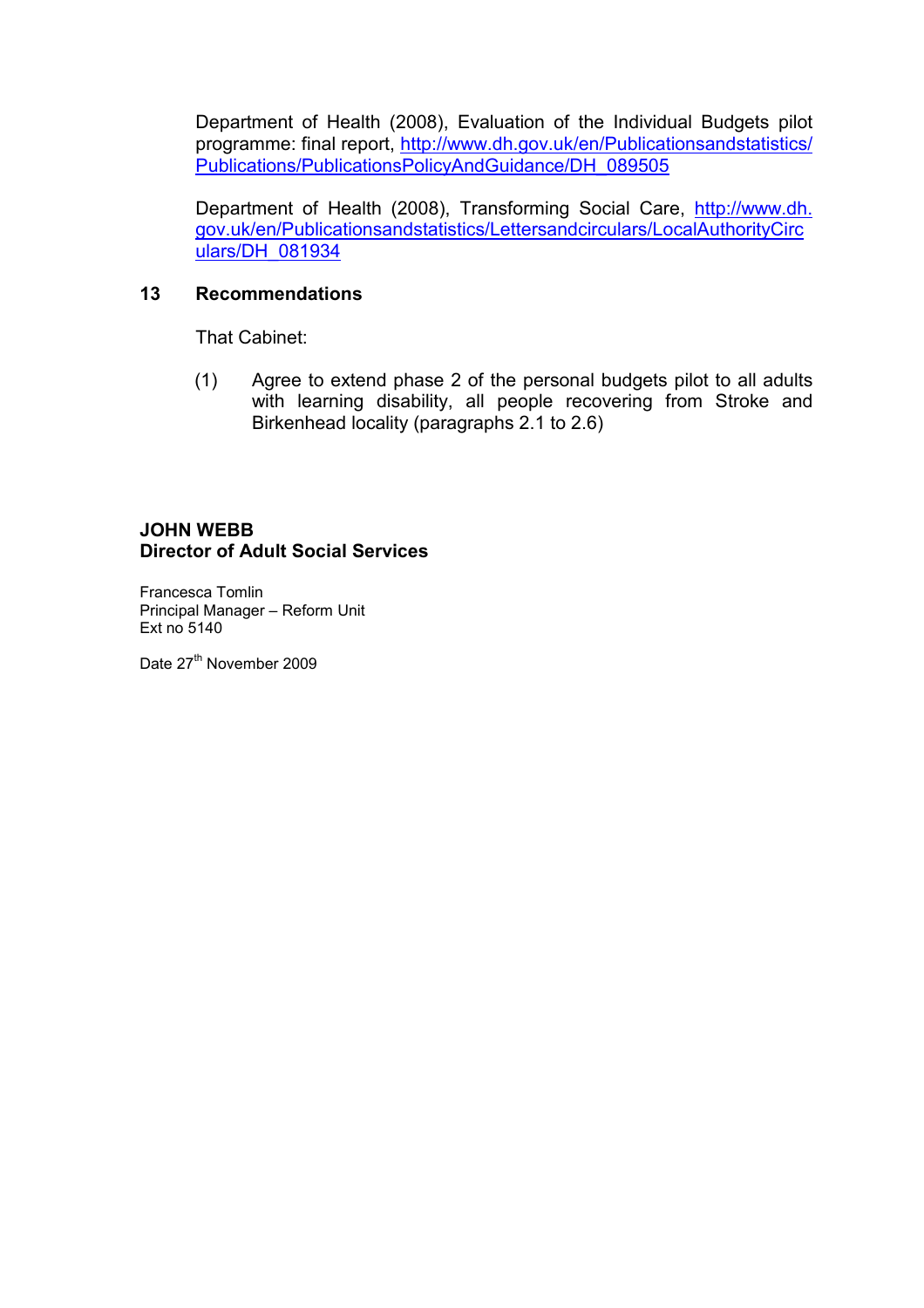Department of Health (2008), Evaluation of the Individual Budgets pilot programme: final report, http://www.dh.gov.uk/en/Publicationsandstatistics/Publications/PublicationsPolicyAndGuidance/DH_089505

Department of Health (2008), Transforming Social Care, http://www.dh.gov.uk/en/Publicationsandstatistics/Lettersandcirculars/LocalAuthorityCirculars/DH_081934

## 13 Recommendations

That Cabinet:

(1) Agree to extend phase 2 of the personal budgets pilot to all adults with learning disability, all people recovering from Stroke and Birkenhead locality (paragraphs 2.1 to 2.6)

**JOHN WEBB**
**Director of Adult Social Services**

Francesca Tomlin
Principal Manager – Reform Unit
Ext no 5140

Date 27th November 2009